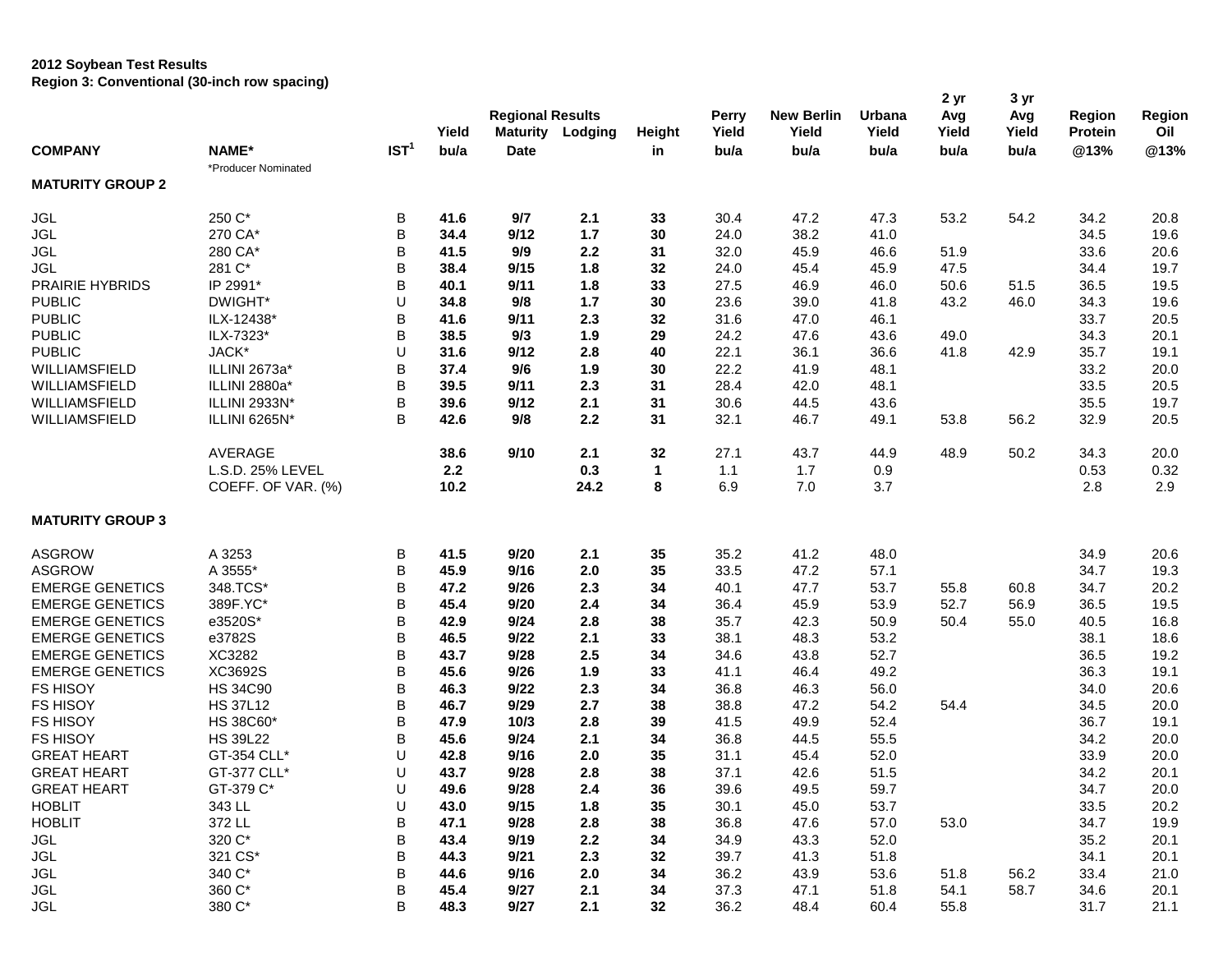**2012 Soybean Test Results**
**Region 3: Conventional (30-inch row spacing)**

| COMPANY | NAME* | IST[1] | Regional Results Yield bu/a | Maturity Date | Lodging | Height in | Perry Yield bu/a | New Berlin Yield bu/a | Urbana Yield bu/a | 2 yr Avg Yield bu/a | 3 yr Avg Yield bu/a | Region Protein @13% | Region Oil @13% |
|---|---|---|---|---|---|---|---|---|---|---|---|---|---|
| | *Producer Nominated | | | | | | | | | | | | |
| **MATURITY GROUP 2** | | | | | | | | | | | | | |
| JGL | 250 C* | B | **41.6** | **9/7** | **2.1** | **33** | 30.4 | 47.2 | 47.3 | 53.2 | 54.2 | 34.2 | 20.8 |
| JGL | 270 CA* | B | **34.4** | **9/12** | **1.7** | **30** | 24.0 | 38.2 | 41.0 | | | 34.5 | 19.6 |
| JGL | 280 CA* | B | **41.5** | **9/9** | **2.2** | **31** | 32.0 | 45.9 | 46.6 | 51.9 | | 33.6 | 20.6 |
| JGL | 281 C* | B | **38.4** | **9/15** | **1.8** | **32** | 24.0 | 45.4 | 45.9 | 47.5 | | 34.4 | 19.7 |
| PRAIRIE HYBRIDS | IP 2991* | B | **40.1** | **9/11** | **1.8** | **33** | 27.5 | 46.9 | 46.0 | 50.6 | 51.5 | 36.5 | 19.5 |
| PUBLIC | DWIGHT* | U | **34.8** | **9/8** | **1.7** | **30** | 23.6 | 39.0 | 41.8 | 43.2 | 46.0 | 34.3 | 19.6 |
| PUBLIC | ILX-12438* | B | **41.6** | **9/11** | **2.3** | **32** | 31.6 | 47.0 | 46.1 | | | 33.7 | 20.5 |
| PUBLIC | ILX-7323* | B | **38.5** | **9/3** | **1.9** | **29** | 24.2 | 47.6 | 43.6 | 49.0 | | 34.3 | 20.1 |
| PUBLIC | JACK* | U | **31.6** | **9/12** | **2.8** | **40** | 22.1 | 36.1 | 36.6 | 41.8 | 42.9 | 35.7 | 19.1 |
| WILLIAMSFIELD | ILLINI 2673a* | B | **37.4** | **9/6** | **1.9** | **30** | 22.2 | 41.9 | 48.1 | | | 33.2 | 20.0 |
| WILLIAMSFIELD | ILLINI 2880a* | B | **39.5** | **9/11** | **2.3** | **31** | 28.4 | 42.0 | 48.1 | | | 33.5 | 20.5 |
| WILLIAMSFIELD | ILLINI 2933N* | B | **39.6** | **9/12** | **2.1** | **31** | 30.6 | 44.5 | 43.6 | | | 35.5 | 19.7 |
| WILLIAMSFIELD | ILLINI 6265N* | B | **42.6** | **9/8** | **2.2** | **31** | 32.1 | 46.7 | 49.1 | 53.8 | 56.2 | 32.9 | 20.5 |
| | AVERAGE | | **38.6** | **9/10** | **2.1** | **32** | 27.1 | 43.7 | 44.9 | 48.9 | 50.2 | 34.3 | 20.0 |
| | L.S.D. 25% LEVEL | | **2.2** | | **0.3** | **1** | 1.1 | 1.7 | 0.9 | | | 0.53 | 0.32 |
| | COEFF. OF VAR. (%) | | **10.2** | | **24.2** | **8** | 6.9 | 7.0 | 3.7 | | | 2.8 | 2.9 |
| **MATURITY GROUP 3** | | | | | | | | | | | | | |
| ASGROW | A 3253 | B | **41.5** | **9/20** | **2.1** | **35** | 35.2 | 41.2 | 48.0 | | | 34.9 | 20.6 |
| ASGROW | A 3555* | B | **45.9** | **9/16** | **2.0** | **35** | 33.5 | 47.2 | 57.1 | | | 34.7 | 19.3 |
| EMERGE GENETICS | 348.TCS* | B | **47.2** | **9/26** | **2.3** | **34** | 40.1 | 47.7 | 53.7 | 55.8 | 60.8 | 34.7 | 20.2 |
| EMERGE GENETICS | 389F.YC* | B | **45.4** | **9/20** | **2.4** | **34** | 36.4 | 45.9 | 53.9 | 52.7 | 56.9 | 36.5 | 19.5 |
| EMERGE GENETICS | e3520S* | B | **42.9** | **9/24** | **2.8** | **38** | 35.7 | 42.3 | 50.9 | 50.4 | 55.0 | 40.5 | 16.8 |
| EMERGE GENETICS | e3782S | B | **46.5** | **9/22** | **2.1** | **33** | 38.1 | 48.3 | 53.2 | | | 38.1 | 18.6 |
| EMERGE GENETICS | XC3282 | B | **43.7** | **9/28** | **2.5** | **34** | 34.6 | 43.8 | 52.7 | | | 36.5 | 19.2 |
| EMERGE GENETICS | XC3692S | B | **45.6** | **9/26** | **1.9** | **33** | 41.1 | 46.4 | 49.2 | | | 36.3 | 19.1 |
| FS HISOY | HS 34C90 | B | **46.3** | **9/22** | **2.3** | **34** | 36.8 | 46.3 | 56.0 | | | 34.0 | 20.6 |
| FS HISOY | HS 37L12 | B | **46.7** | **9/29** | **2.7** | **38** | 38.8 | 47.2 | 54.2 | 54.4 | | 34.5 | 20.0 |
| FS HISOY | HS 38C60* | B | **47.9** | **10/3** | **2.8** | **39** | 41.5 | 49.9 | 52.4 | | | 36.7 | 19.1 |
| FS HISOY | HS 39L22 | B | **45.6** | **9/24** | **2.1** | **34** | 36.8 | 44.5 | 55.5 | | | 34.2 | 20.0 |
| GREAT HEART | GT-354 CLL* | U | **42.8** | **9/16** | **2.0** | **35** | 31.1 | 45.4 | 52.0 | | | 33.9 | 20.0 |
| GREAT HEART | GT-377 CLL* | U | **43.7** | **9/28** | **2.8** | **38** | 37.1 | 42.6 | 51.5 | | | 34.2 | 20.1 |
| GREAT HEART | GT-379 C* | U | **49.6** | **9/28** | **2.4** | **36** | 39.6 | 49.5 | 59.7 | | | 34.7 | 20.0 |
| HOBLIT | 343 LL | U | **43.0** | **9/15** | **1.8** | **35** | 30.1 | 45.0 | 53.7 | | | 33.5 | 20.2 |
| HOBLIT | 372 LL | B | **47.1** | **9/28** | **2.8** | **38** | 36.8 | 47.6 | 57.0 | 53.0 | | 34.7 | 19.9 |
| JGL | 320 C* | B | **43.4** | **9/19** | **2.2** | **34** | 34.9 | 43.3 | 52.0 | | | 35.2 | 20.1 |
| JGL | 321 CS* | B | **44.3** | **9/21** | **2.3** | **32** | 39.7 | 41.3 | 51.8 | | | 34.1 | 20.1 |
| JGL | 340 C* | B | **44.6** | **9/16** | **2.0** | **34** | 36.2 | 43.9 | 53.6 | 51.8 | 56.2 | 33.4 | 21.0 |
| JGL | 360 C* | B | **45.4** | **9/27** | **2.1** | **34** | 37.3 | 47.1 | 51.8 | 54.1 | 58.7 | 34.6 | 20.1 |
| JGL | 380 C* | B | **48.3** | **9/27** | **2.1** | **32** | 36.2 | 48.4 | 60.4 | 55.8 | | 31.7 | 21.1 |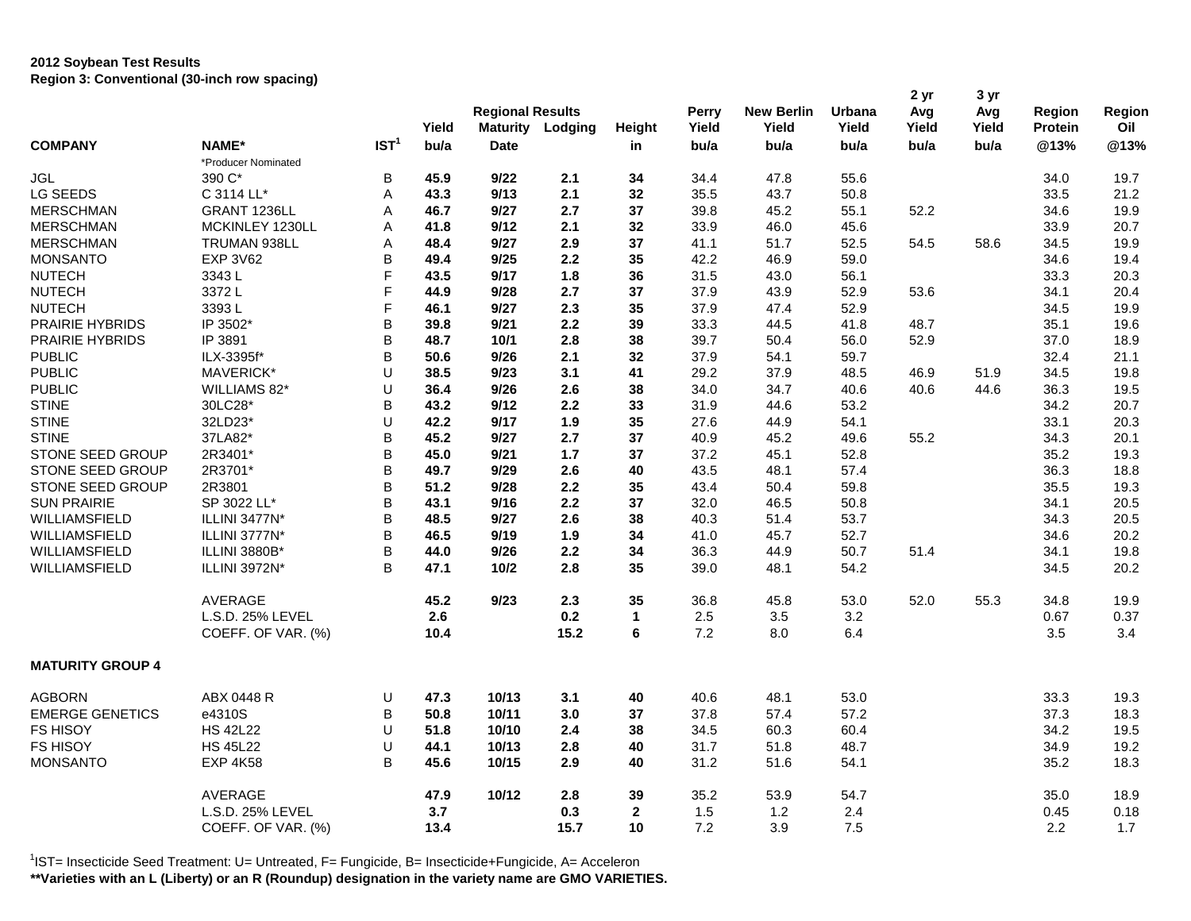**2012 Soybean Test Results**
**Region 3: Conventional (30-inch row spacing)**

| COMPANY | NAME* | IST[1] | Regional Results Yield bu/a | Regional Results Maturity Date | Regional Results Lodging | Height in | Perry Yield bu/a | New Berlin Yield bu/a | Urbana Yield bu/a | 2 yr Avg Yield bu/a | 3 yr Avg Yield bu/a | Region Protein @13% | Region Oil @13% |
|---|---|---|---|---|---|---|---|---|---|---|---|---|---|
| | *Producer Nominated | | | | | | | | | | | | |
| JGL | 390 C* | B | **45.9** | **9/22** | **2.1** | **34** | 34.4 | 47.8 | 55.6 | | | 34.0 | 19.7 |
| LG SEEDS | C 3114 LL* | A | **43.3** | **9/13** | **2.1** | **32** | 35.5 | 43.7 | 50.8 | | | 33.5 | 21.2 |
| MERSCHMAN | GRANT 1236LL | A | **46.7** | **9/27** | **2.7** | **37** | 39.8 | 45.2 | 55.1 | 52.2 | | 34.6 | 19.9 |
| MERSCHMAN | MCKINLEY 1230LL | A | **41.8** | **9/12** | **2.1** | **32** | 33.9 | 46.0 | 45.6 | | | 33.9 | 20.7 |
| MERSCHMAN | TRUMAN 938LL | A | **48.4** | **9/27** | **2.9** | **37** | 41.1 | 51.7 | 52.5 | 54.5 | 58.6 | 34.5 | 19.9 |
| MONSANTO | EXP 3V62 | B | **49.4** | **9/25** | **2.2** | **35** | 42.2 | 46.9 | 59.0 | | | 34.6 | 19.4 |
| NUTECH | 3343 L | F | **43.5** | **9/17** | **1.8** | **36** | 31.5 | 43.0 | 56.1 | | | 33.3 | 20.3 |
| NUTECH | 3372 L | F | **44.9** | **9/28** | **2.7** | **37** | 37.9 | 43.9 | 52.9 | 53.6 | | 34.1 | 20.4 |
| NUTECH | 3393 L | F | **46.1** | **9/27** | **2.3** | **35** | 37.9 | 47.4 | 52.9 | | | 34.5 | 19.9 |
| PRAIRIE HYBRIDS | IP 3502* | B | **39.8** | **9/21** | **2.2** | **39** | 33.3 | 44.5 | 41.8 | 48.7 | | 35.1 | 19.6 |
| PRAIRIE HYBRIDS | IP 3891 | B | **48.7** | **10/1** | **2.8** | **38** | 39.7 | 50.4 | 56.0 | 52.9 | | 37.0 | 18.9 |
| PUBLIC | ILX-3395f* | B | **50.6** | **9/26** | **2.1** | **32** | 37.9 | 54.1 | 59.7 | | | 32.4 | 21.1 |
| PUBLIC | MAVERICK* | U | **38.5** | **9/23** | **3.1** | **41** | 29.2 | 37.9 | 48.5 | 46.9 | 51.9 | 34.5 | 19.8 |
| PUBLIC | WILLIAMS 82* | U | **36.4** | **9/26** | **2.6** | **38** | 34.0 | 34.7 | 40.6 | 40.6 | 44.6 | 36.3 | 19.5 |
| STINE | 30LC28* | B | **43.2** | **9/12** | **2.2** | **33** | 31.9 | 44.6 | 53.2 | | | 34.2 | 20.7 |
| STINE | 32LD23* | U | **42.2** | **9/17** | **1.9** | **35** | 27.6 | 44.9 | 54.1 | | | 33.1 | 20.3 |
| STINE | 37LA82* | B | **45.2** | **9/27** | **2.7** | **37** | 40.9 | 45.2 | 49.6 | 55.2 | | 34.3 | 20.1 |
| STONE SEED GROUP | 2R3401* | B | **45.0** | **9/21** | **1.7** | **37** | 37.2 | 45.1 | 52.8 | | | 35.2 | 19.3 |
| STONE SEED GROUP | 2R3701* | B | **49.7** | **9/29** | **2.6** | **40** | 43.5 | 48.1 | 57.4 | | | 36.3 | 18.8 |
| STONE SEED GROUP | 2R3801 | B | **51.2** | **9/28** | **2.2** | **35** | 43.4 | 50.4 | 59.8 | | | 35.5 | 19.3 |
| SUN PRAIRIE | SP 3022 LL* | B | **43.1** | **9/16** | **2.2** | **37** | 32.0 | 46.5 | 50.8 | | | 34.1 | 20.5 |
| WILLIAMSFIELD | ILLINI 3477N* | B | **48.5** | **9/27** | **2.6** | **38** | 40.3 | 51.4 | 53.7 | | | 34.3 | 20.5 |
| WILLIAMSFIELD | ILLINI 3777N* | B | **46.5** | **9/19** | **1.9** | **34** | 41.0 | 45.7 | 52.7 | | | 34.6 | 20.2 |
| WILLIAMSFIELD | ILLINI 3880B* | B | **44.0** | **9/26** | **2.2** | **34** | 36.3 | 44.9 | 50.7 | 51.4 | | 34.1 | 19.8 |
| WILLIAMSFIELD | ILLINI 3972N* | B | **47.1** | **10/2** | **2.8** | **35** | 39.0 | 48.1 | 54.2 | | | 34.5 | 20.2 |
| | AVERAGE | | **45.2** | **9/23** | **2.3** | **35** | 36.8 | 45.8 | 53.0 | 52.0 | 55.3 | 34.8 | 19.9 |
| | L.S.D. 25% LEVEL | | **2.6** | | **0.2** | **1** | 2.5 | 3.5 | 3.2 | | | 0.67 | 0.37 |
| | COEFF. OF VAR. (%) | | **10.4** | | **15.2** | **6** | 7.2 | 8.0 | 6.4 | | | 3.5 | 3.4 |
| **MATURITY GROUP 4** | | | | | | | | | | | | | |
| AGBORN | ABX 0448 R | U | **47.3** | **10/13** | **3.1** | **40** | 40.6 | 48.1 | 53.0 | | | 33.3 | 19.3 |
| EMERGE GENETICS | e4310S | B | **50.8** | **10/11** | **3.0** | **37** | 37.8 | 57.4 | 57.2 | | | 37.3 | 18.3 |
| FS HISOY | HS 42L22 | U | **51.8** | **10/10** | **2.4** | **38** | 34.5 | 60.3 | 60.4 | | | 34.2 | 19.5 |
| FS HISOY | HS 45L22 | U | **44.1** | **10/13** | **2.8** | **40** | 31.7 | 51.8 | 48.7 | | | 34.9 | 19.2 |
| MONSANTO | EXP 4K58 | B | **45.6** | **10/15** | **2.9** | **40** | 31.2 | 51.6 | 54.1 | | | 35.2 | 18.3 |
| | AVERAGE | | **47.9** | **10/12** | **2.8** | **39** | 35.2 | 53.9 | 54.7 | | | 35.0 | 18.9 |
| | L.S.D. 25% LEVEL | | **3.7** | | **0.3** | **2** | 1.5 | 1.2 | 2.4 | | | 0.45 | 0.18 |
| | COEFF. OF VAR. (%) | | **13.4** | | **15.7** | **10** | 7.2 | 3.9 | 7.5 | | | 2.2 | 1.7 |

[1]IST= Insecticide Seed Treatment: U= Untreated, F= Fungicide, B= Insecticide+Fungicide, A= Acceleron

**\*\*Varieties with an L (Liberty) or an R (Roundup) designation in the variety name are GMO VARIETIES.**